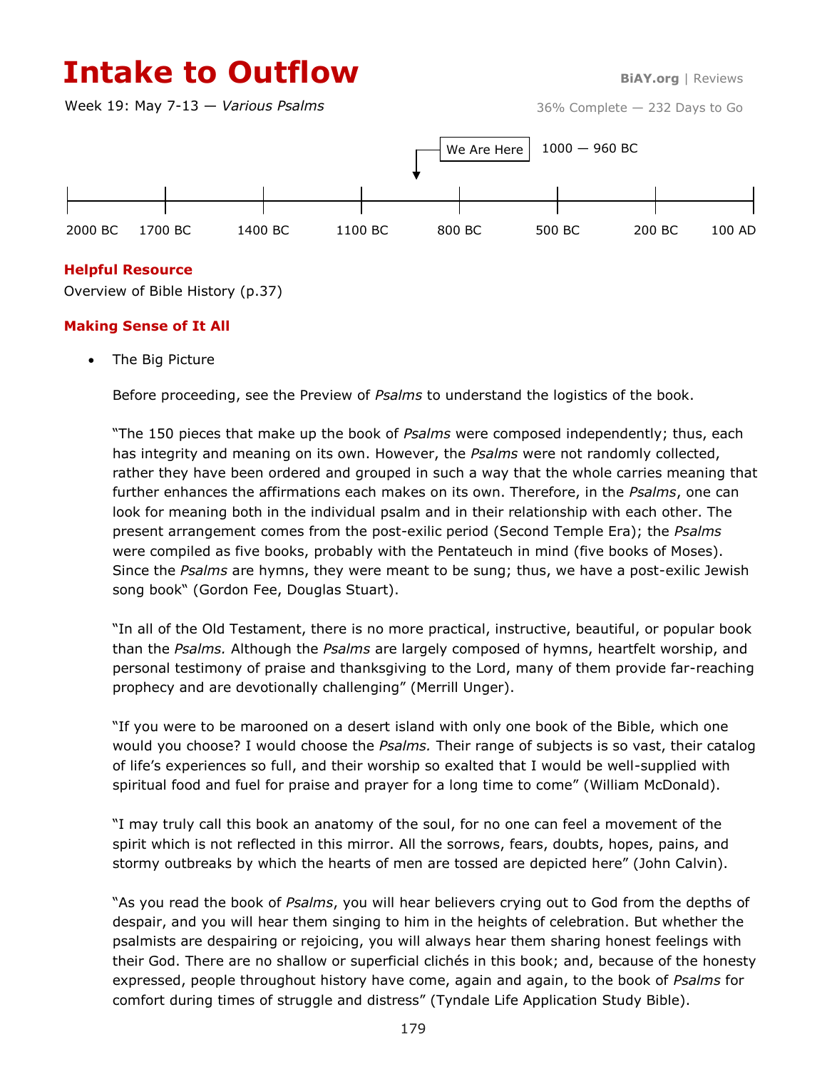# Intake to Outflow

**BiAY.org** | Reviews

Week 19: May 7-13 — *Various Psalms*

36% Complete — 232 Days to Go

We Are Here — 1000 — 960 BC

2000 BC | 1700 BC | 1400 BC | 1100 BC | 800 BC | 500 BC | 200 BC | 100 AD

**Helpful Resource**

Overview of Bible History (p.37)

**Making Sense of It All**

- The Big Picture

  Before proceeding, see the Preview of *Psalms* to understand the logistics of the book.

  "The 150 pieces that make up the book of *Psalms* were composed independently; thus, each has integrity and meaning on its own. However, the *Psalms* were not randomly collected, rather they have been ordered and grouped in such a way that the whole carries meaning that further enhances the affirmations each makes on its own. Therefore, in the *Psalms*, one can look for meaning both in the individual psalm and in their relationship with each other. The present arrangement comes from the post-exilic period (Second Temple Era); the *Psalms* were compiled as five books, probably with the Pentateuch in mind (five books of Moses). Since the *Psalms* are hymns, they were meant to be sung; thus, we have a post-exilic Jewish song book" (Gordon Fee, Douglas Stuart).

  "In all of the Old Testament, there is no more practical, instructive, beautiful, or popular book than the *Psalms.* Although the *Psalms* are largely composed of hymns, heartfelt worship, and personal testimony of praise and thanksgiving to the Lord, many of them provide far-reaching prophecy and are devotionally challenging" (Merrill Unger).

  "If you were to be marooned on a desert island with only one book of the Bible, which one would you choose? I would choose the *Psalms.* Their range of subjects is so vast, their catalog of life's experiences so full, and their worship so exalted that I would be well-supplied with spiritual food and fuel for praise and prayer for a long time to come" (William McDonald).

  "I may truly call this book an anatomy of the soul, for no one can feel a movement of the spirit which is not reflected in this mirror. All the sorrows, fears, doubts, hopes, pains, and stormy outbreaks by which the hearts of men are tossed are depicted here" (John Calvin).

  "As you read the book of *Psalms*, you will hear believers crying out to God from the depths of despair, and you will hear them singing to him in the heights of celebration. But whether the psalmists are despairing or rejoicing, you will always hear them sharing honest feelings with their God. There are no shallow or superficial clichés in this book; and, because of the honesty expressed, people throughout history have come, again and again, to the book of *Psalms* for comfort during times of struggle and distress" (Tyndale Life Application Study Bible).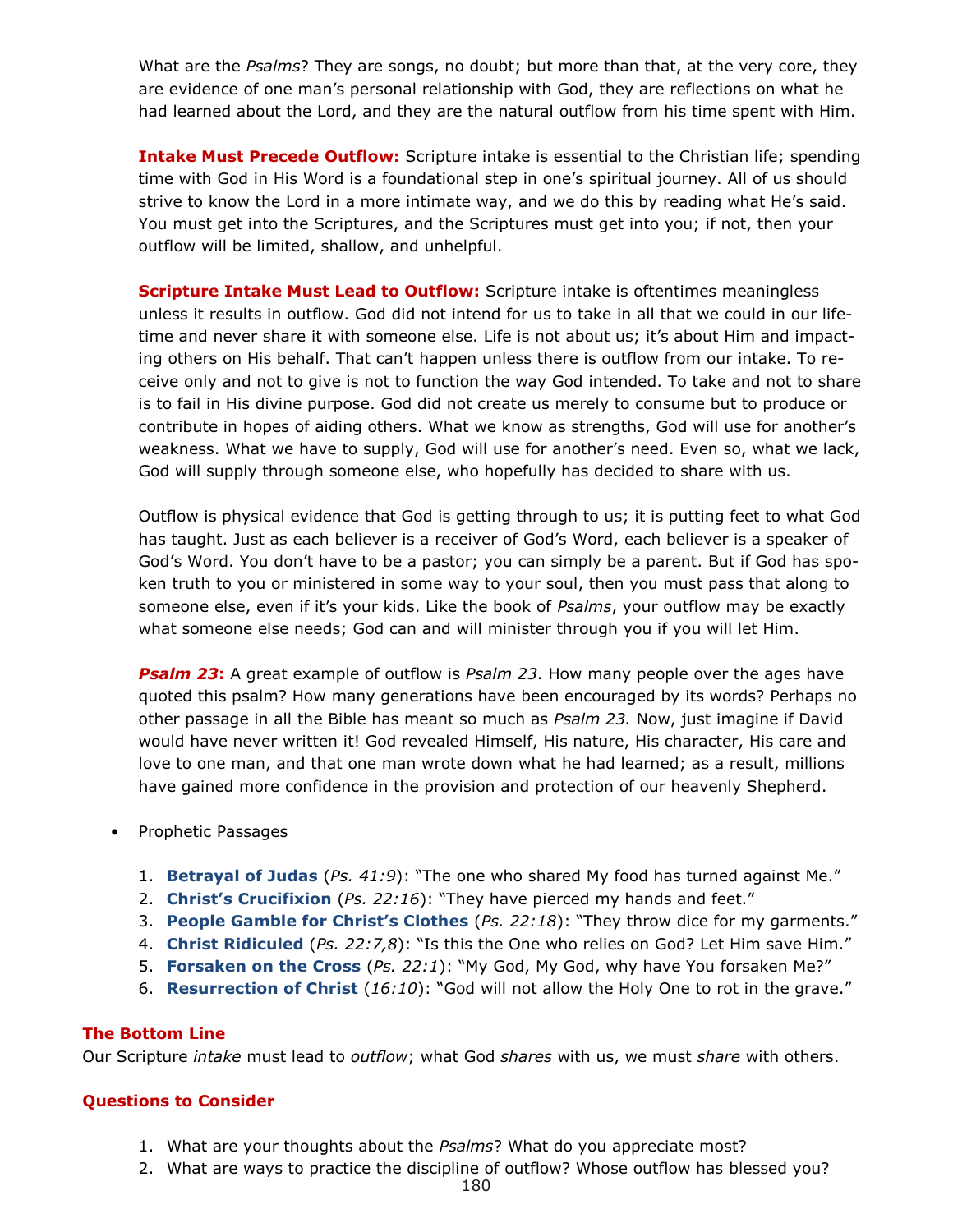What are the *Psalms*? They are songs, no doubt; but more than that, at the very core, they are evidence of one man's personal relationship with God, they are reflections on what he had learned about the Lord, and they are the natural outflow from his time spent with Him.

**Intake Must Precede Outflow:** Scripture intake is essential to the Christian life; spending time with God in His Word is a foundational step in one's spiritual journey. All of us should strive to know the Lord in a more intimate way, and we do this by reading what He's said. You must get into the Scriptures, and the Scriptures must get into you; if not, then your outflow will be limited, shallow, and unhelpful.

**Scripture Intake Must Lead to Outflow:** Scripture intake is oftentimes meaningless unless it results in outflow. God did not intend for us to take in all that we could in our lifetime and never share it with someone else. Life is not about us; it's about Him and impacting others on His behalf. That can't happen unless there is outflow from our intake. To receive only and not to give is not to function the way God intended. To take and not to share is to fail in His divine purpose. God did not create us merely to consume but to produce or contribute in hopes of aiding others. What we know as strengths, God will use for another's weakness. What we have to supply, God will use for another's need. Even so, what we lack, God will supply through someone else, who hopefully has decided to share with us.

Outflow is physical evidence that God is getting through to us; it is putting feet to what God has taught. Just as each believer is a receiver of God's Word, each believer is a speaker of God's Word. You don't have to be a pastor; you can simply be a parent. But if God has spoken truth to you or ministered in some way to your soul, then you must pass that along to someone else, even if it's your kids. Like the book of *Psalms*, your outflow may be exactly what someone else needs; God can and will minister through you if you will let Him.

***Psalm 23*:** A great example of outflow is *Psalm 23*. How many people over the ages have quoted this psalm? How many generations have been encouraged by its words? Perhaps no other passage in all the Bible has meant so much as *Psalm 23.* Now, just imagine if David would have never written it! God revealed Himself, His nature, His character, His care and love to one man, and that one man wrote down what he had learned; as a result, millions have gained more confidence in the provision and protection of our heavenly Shepherd.

- Prophetic Passages

  1. **Betrayal of Judas** (*Ps. 41:9*): "The one who shared My food has turned against Me."
  2. **Christ's Crucifixion** (*Ps. 22:16*): "They have pierced my hands and feet."
  3. **People Gamble for Christ's Clothes** (*Ps. 22:18*): "They throw dice for my garments."
  4. **Christ Ridiculed** (*Ps. 22:7,8*): "Is this the One who relies on God? Let Him save Him."
  5. **Forsaken on the Cross** (*Ps. 22:1*): "My God, My God, why have You forsaken Me?"
  6. **Resurrection of Christ** (*16:10*): "God will not allow the Holy One to rot in the grave."

## The Bottom Line

Our Scripture *intake* must lead to *outflow*; what God *shares* with us, we must *share* with others.

## Questions to Consider

1. What are your thoughts about the *Psalms*? What do you appreciate most?
2. What are ways to practice the discipline of outflow? Whose outflow has blessed you?